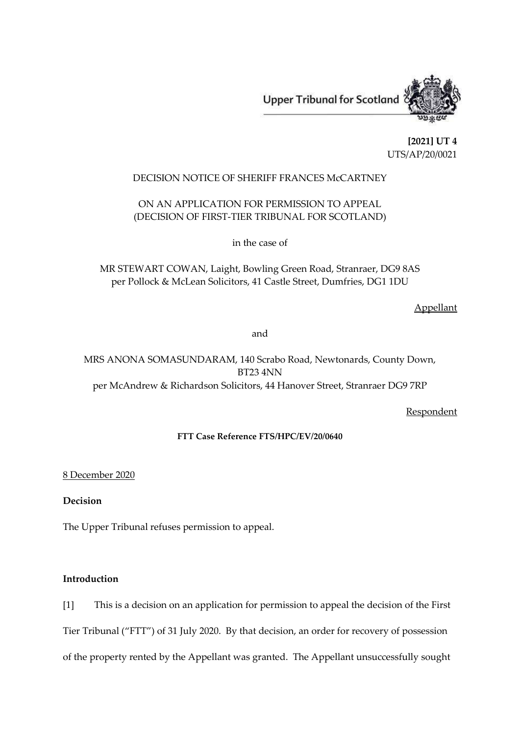Upper Tribunal for Scotland

**[2021] UT 4**
UTS/AP/20/0021

DECISION NOTICE OF SHERIFF FRANCES McCARTNEY

ON AN APPLICATION FOR PERMISSION TO APPEAL
(DECISION OF FIRST-TIER TRIBUNAL FOR SCOTLAND)

in the case of

MR STEWART COWAN, Laight, Bowling Green Road, Stranraer, DG9 8AS
per Pollock & McLean Solicitors, 41 Castle Street, Dumfries, DG1 1DU

Appellant

and

MRS ANONA SOMASUNDARAM, 140 Scrabo Road, Newtonards, County Down, BT23 4NN
per McAndrew & Richardson Solicitors, 44 Hanover Street, Stranraer DG9 7RP

Respondent

**FTT Case Reference FTS/HPC/EV/20/0640**

8 December 2020

**Decision**

The Upper Tribunal refuses permission to appeal.

**Introduction**

[1] This is a decision on an application for permission to appeal the decision of the First Tier Tribunal ("FTT") of 31 July 2020. By that decision, an order for recovery of possession of the property rented by the Appellant was granted. The Appellant unsuccessfully sought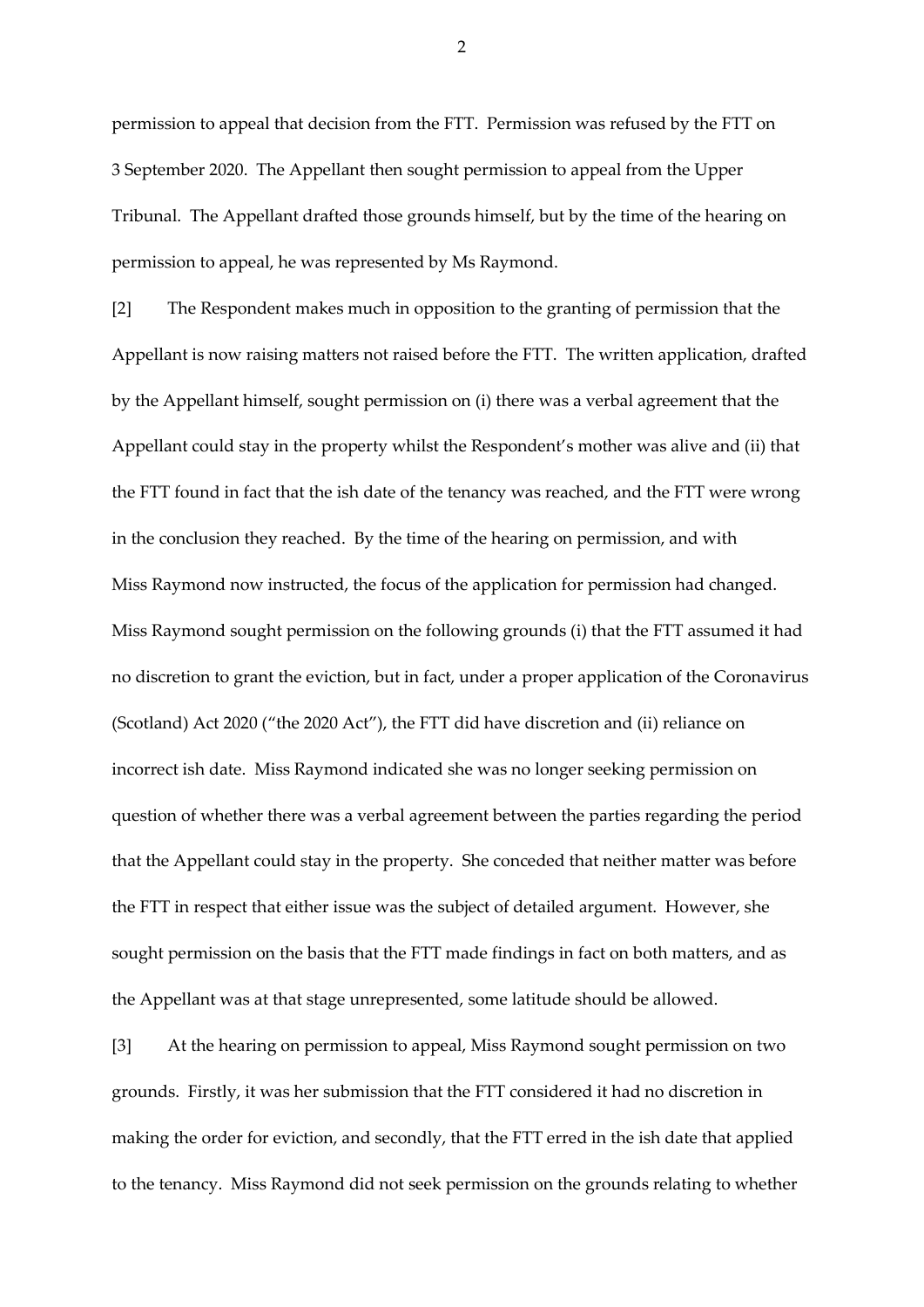permission to appeal that decision from the FTT. Permission was refused by the FTT on 3 September 2020. The Appellant then sought permission to appeal from the Upper Tribunal. The Appellant drafted those grounds himself, but by the time of the hearing on permission to appeal, he was represented by Ms Raymond.

[2] The Respondent makes much in opposition to the granting of permission that the Appellant is now raising matters not raised before the FTT. The written application, drafted by the Appellant himself, sought permission on (i) there was a verbal agreement that the Appellant could stay in the property whilst the Respondent's mother was alive and (ii) that the FTT found in fact that the ish date of the tenancy was reached, and the FTT were wrong in the conclusion they reached. By the time of the hearing on permission, and with Miss Raymond now instructed, the focus of the application for permission had changed. Miss Raymond sought permission on the following grounds (i) that the FTT assumed it had no discretion to grant the eviction, but in fact, under a proper application of the Coronavirus (Scotland) Act 2020 ("the 2020 Act"), the FTT did have discretion and (ii) reliance on incorrect ish date. Miss Raymond indicated she was no longer seeking permission on question of whether there was a verbal agreement between the parties regarding the period that the Appellant could stay in the property. She conceded that neither matter was before the FTT in respect that either issue was the subject of detailed argument. However, she sought permission on the basis that the FTT made findings in fact on both matters, and as the Appellant was at that stage unrepresented, some latitude should be allowed.

[3] At the hearing on permission to appeal, Miss Raymond sought permission on two grounds. Firstly, it was her submission that the FTT considered it had no discretion in making the order for eviction, and secondly, that the FTT erred in the ish date that applied to the tenancy. Miss Raymond did not seek permission on the grounds relating to whether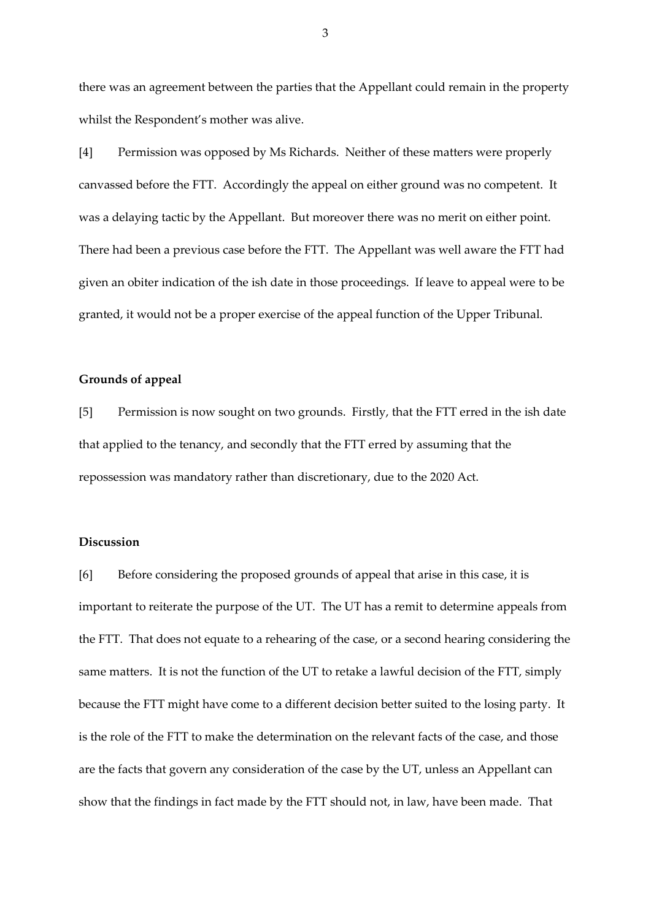there was an agreement between the parties that the Appellant could remain in the property whilst the Respondent's mother was alive.

[4] Permission was opposed by Ms Richards. Neither of these matters were properly canvassed before the FTT. Accordingly the appeal on either ground was no competent. It was a delaying tactic by the Appellant. But moreover there was no merit on either point. There had been a previous case before the FTT. The Appellant was well aware the FTT had given an obiter indication of the ish date in those proceedings. If leave to appeal were to be granted, it would not be a proper exercise of the appeal function of the Upper Tribunal.

## Grounds of appeal

[5] Permission is now sought on two grounds. Firstly, that the FTT erred in the ish date that applied to the tenancy, and secondly that the FTT erred by assuming that the repossession was mandatory rather than discretionary, due to the 2020 Act.

## Discussion

[6] Before considering the proposed grounds of appeal that arise in this case, it is important to reiterate the purpose of the UT. The UT has a remit to determine appeals from the FTT. That does not equate to a rehearing of the case, or a second hearing considering the same matters. It is not the function of the UT to retake a lawful decision of the FTT, simply because the FTT might have come to a different decision better suited to the losing party. It is the role of the FTT to make the determination on the relevant facts of the case, and those are the facts that govern any consideration of the case by the UT, unless an Appellant can show that the findings in fact made by the FTT should not, in law, have been made. That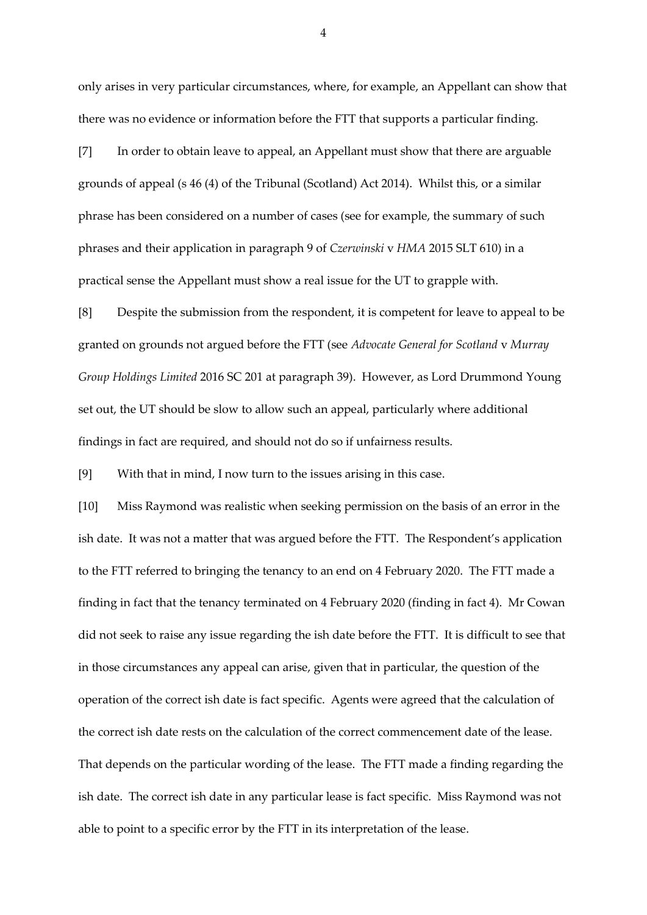only arises in very particular circumstances, where, for example, an Appellant can show that there was no evidence or information before the FTT that supports a particular finding.

[7] In order to obtain leave to appeal, an Appellant must show that there are arguable grounds of appeal (s 46 (4) of the Tribunal (Scotland) Act 2014). Whilst this, or a similar phrase has been considered on a number of cases (see for example, the summary of such phrases and their application in paragraph 9 of *Czerwinski* v *HMA* 2015 SLT 610) in a practical sense the Appellant must show a real issue for the UT to grapple with.

[8] Despite the submission from the respondent, it is competent for leave to appeal to be granted on grounds not argued before the FTT (see *Advocate General for Scotland* v *Murray Group Holdings Limited* 2016 SC 201 at paragraph 39). However, as Lord Drummond Young set out, the UT should be slow to allow such an appeal, particularly where additional findings in fact are required, and should not do so if unfairness results.

[9] With that in mind, I now turn to the issues arising in this case.

[10] Miss Raymond was realistic when seeking permission on the basis of an error in the ish date. It was not a matter that was argued before the FTT. The Respondent's application to the FTT referred to bringing the tenancy to an end on 4 February 2020. The FTT made a finding in fact that the tenancy terminated on 4 February 2020 (finding in fact 4). Mr Cowan did not seek to raise any issue regarding the ish date before the FTT. It is difficult to see that in those circumstances any appeal can arise, given that in particular, the question of the operation of the correct ish date is fact specific. Agents were agreed that the calculation of the correct ish date rests on the calculation of the correct commencement date of the lease. That depends on the particular wording of the lease. The FTT made a finding regarding the ish date. The correct ish date in any particular lease is fact specific. Miss Raymond was not able to point to a specific error by the FTT in its interpretation of the lease.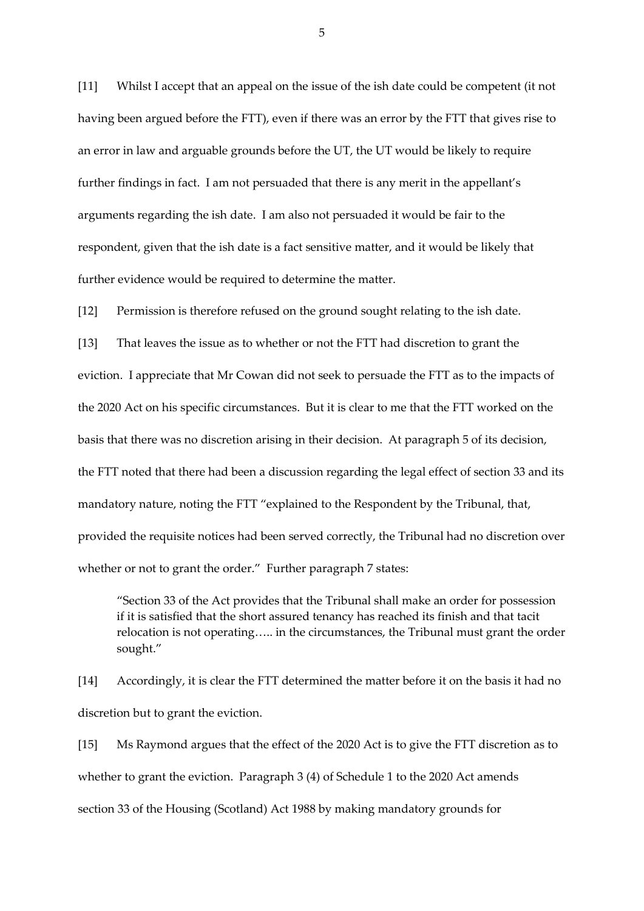[11] Whilst I accept that an appeal on the issue of the ish date could be competent (it not having been argued before the FTT), even if there was an error by the FTT that gives rise to an error in law and arguable grounds before the UT, the UT would be likely to require further findings in fact. I am not persuaded that there is any merit in the appellant's arguments regarding the ish date. I am also not persuaded it would be fair to the respondent, given that the ish date is a fact sensitive matter, and it would be likely that further evidence would be required to determine the matter.

[12] Permission is therefore refused on the ground sought relating to the ish date.

[13] That leaves the issue as to whether or not the FTT had discretion to grant the eviction. I appreciate that Mr Cowan did not seek to persuade the FTT as to the impacts of the 2020 Act on his specific circumstances. But it is clear to me that the FTT worked on the basis that there was no discretion arising in their decision. At paragraph 5 of its decision, the FTT noted that there had been a discussion regarding the legal effect of section 33 and its mandatory nature, noting the FTT "explained to the Respondent by the Tribunal, that, provided the requisite notices had been served correctly, the Tribunal had no discretion over whether or not to grant the order." Further paragraph 7 states:

> "Section 33 of the Act provides that the Tribunal shall make an order for possession if it is satisfied that the short assured tenancy has reached its finish and that tacit relocation is not operating….. in the circumstances, the Tribunal must grant the order sought."

[14] Accordingly, it is clear the FTT determined the matter before it on the basis it had no discretion but to grant the eviction.

[15] Ms Raymond argues that the effect of the 2020 Act is to give the FTT discretion as to whether to grant the eviction. Paragraph 3 (4) of Schedule 1 to the 2020 Act amends section 33 of the Housing (Scotland) Act 1988 by making mandatory grounds for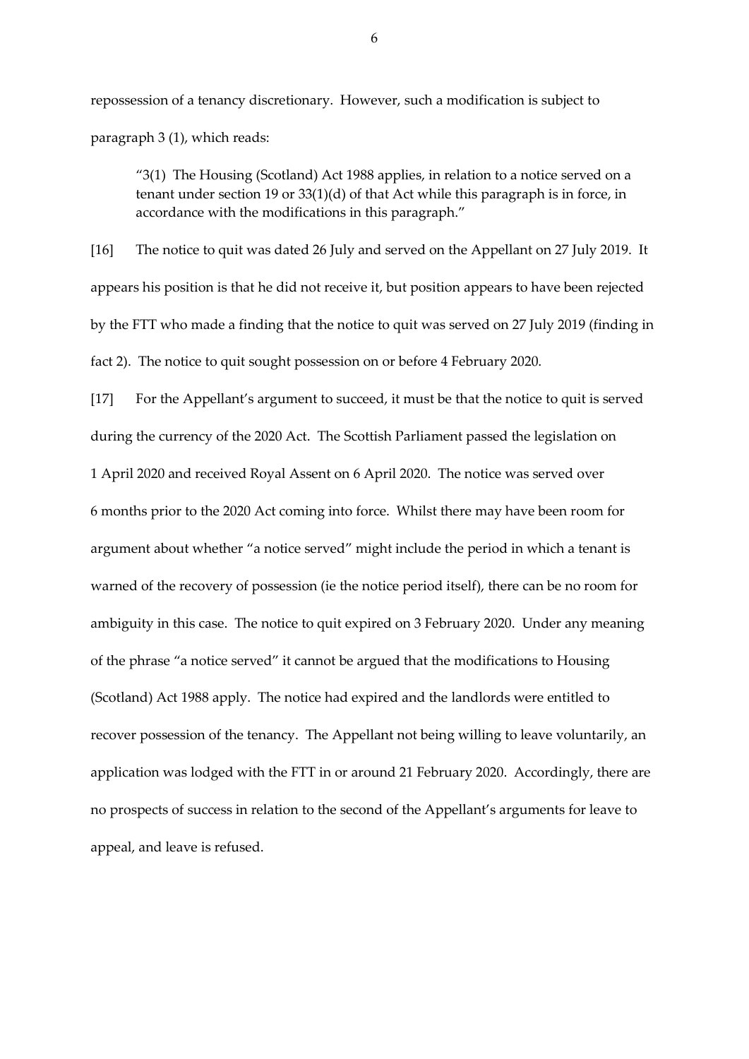repossession of a tenancy discretionary. However, such a modification is subject to paragraph 3 (1), which reads:

> "3(1) The Housing (Scotland) Act 1988 applies, in relation to a notice served on a tenant under section 19 or 33(1)(d) of that Act while this paragraph is in force, in accordance with the modifications in this paragraph."

[16] The notice to quit was dated 26 July and served on the Appellant on 27 July 2019. It appears his position is that he did not receive it, but position appears to have been rejected by the FTT who made a finding that the notice to quit was served on 27 July 2019 (finding in fact 2). The notice to quit sought possession on or before 4 February 2020.

[17] For the Appellant's argument to succeed, it must be that the notice to quit is served during the currency of the 2020 Act. The Scottish Parliament passed the legislation on 1 April 2020 and received Royal Assent on 6 April 2020. The notice was served over 6 months prior to the 2020 Act coming into force. Whilst there may have been room for argument about whether "a notice served" might include the period in which a tenant is warned of the recovery of possession (ie the notice period itself), there can be no room for ambiguity in this case. The notice to quit expired on 3 February 2020. Under any meaning of the phrase "a notice served" it cannot be argued that the modifications to Housing (Scotland) Act 1988 apply. The notice had expired and the landlords were entitled to recover possession of the tenancy. The Appellant not being willing to leave voluntarily, an application was lodged with the FTT in or around 21 February 2020. Accordingly, there are no prospects of success in relation to the second of the Appellant's arguments for leave to appeal, and leave is refused.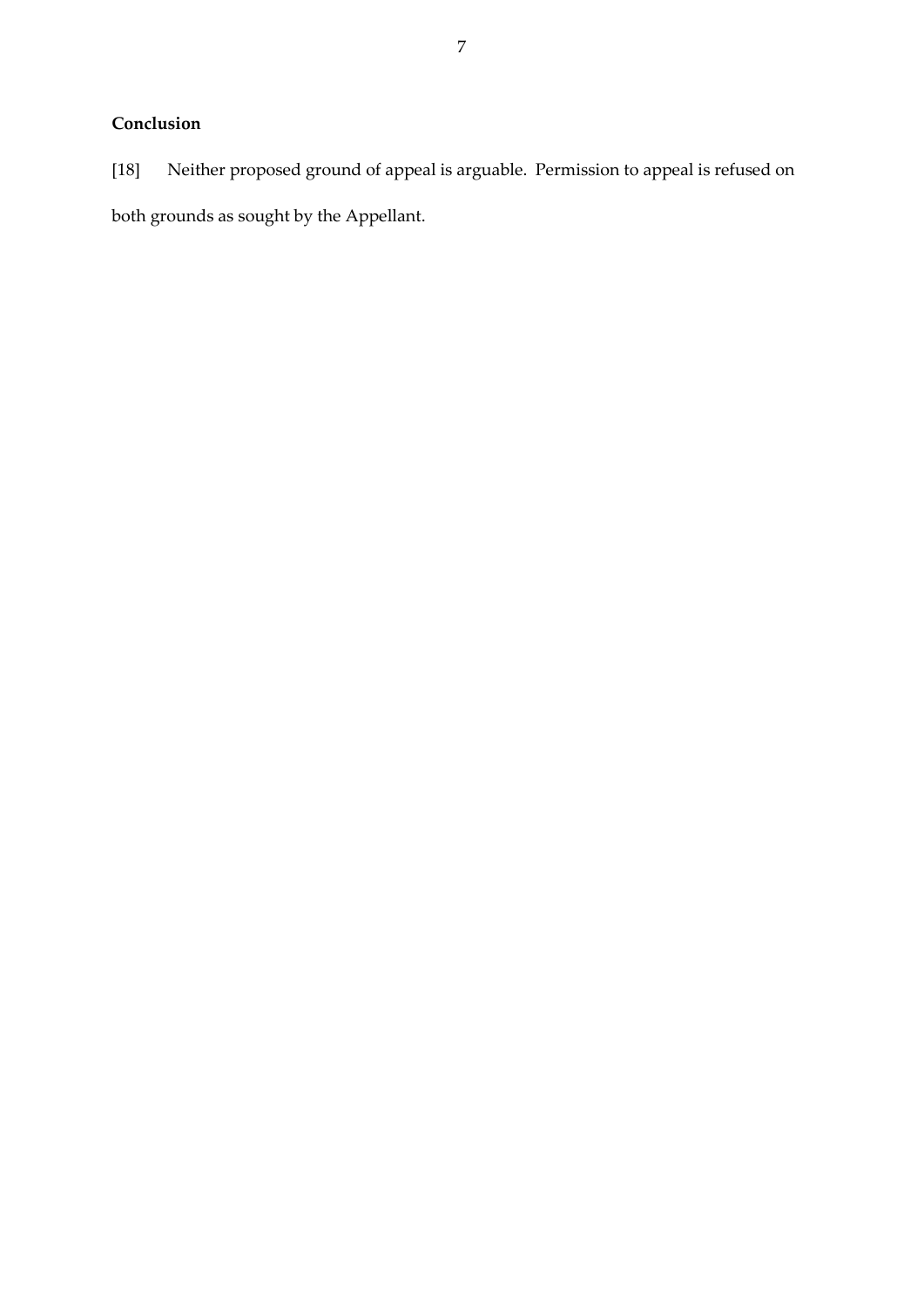## Conclusion

[18] Neither proposed ground of appeal is arguable. Permission to appeal is refused on both grounds as sought by the Appellant.